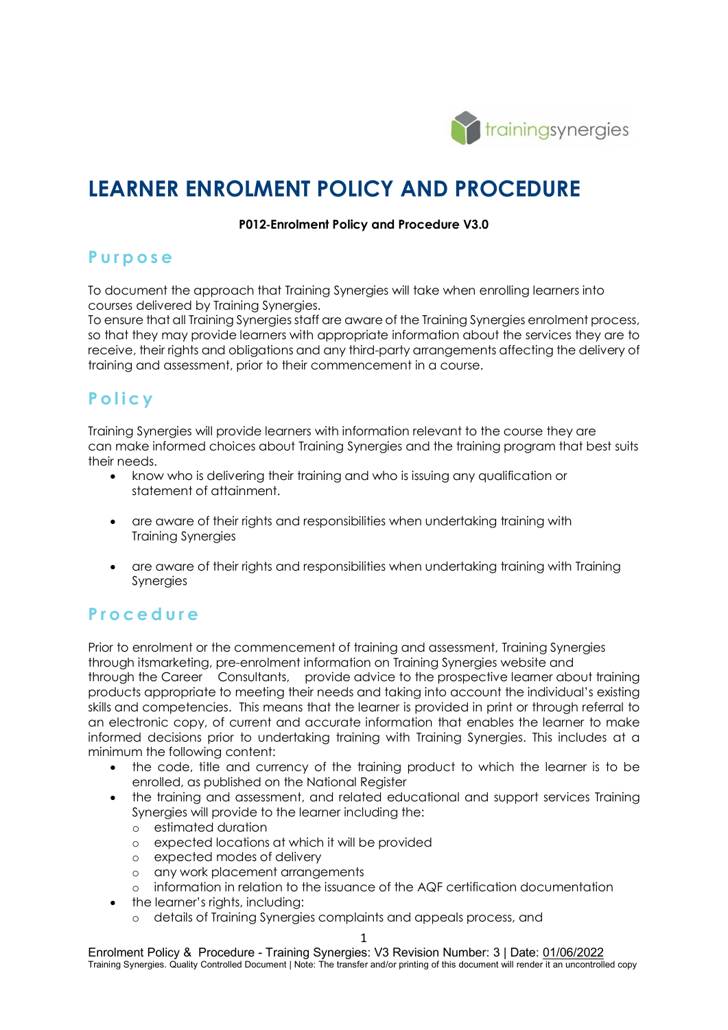# LEARNER ENROLMENT POLICY AND PROCEDURE

**P012-Enrolment Policy and Procedure V3.0**

## Purpose

To document the approach that Training Synergies will take when enrolling learners into courses delivered by Training Synergies.
To ensure that all Training Synergies staff are aware of the Training Synergies enrolment process, so that they may provide learners with appropriate information about the services they are to receive, their rights and obligations and any third-party arrangements affecting the delivery of training and assessment, prior to their commencement in a course.

## Policy

Training Synergies will provide learners with information relevant to the course they are can make informed choices about Training Synergies and the training program that best suits their needs.

- know who is delivering their training and who is issuing any qualification or statement of attainment.
- are aware of their rights and responsibilities when undertaking training with Training Synergies
- are aware of their rights and responsibilities when undertaking training with Training Synergies

## Procedure

Prior to enrolment or the commencement of training and assessment, Training Synergies through itsmarketing, pre-enrolment information on Training Synergies website and through the Career Consultants, provide advice to the prospective learner about training products appropriate to meeting their needs and taking into account the individual's existing skills and competencies. This means that the learner is provided in print or through referral to an electronic copy, of current and accurate information that enables the learner to make informed decisions prior to undertaking training with Training Synergies. This includes at a minimum the following content:

- the code, title and currency of the training product to which the learner is to be enrolled, as published on the National Register
- the training and assessment, and related educational and support services Training Synergies will provide to the learner including the:
  - estimated duration
  - expected locations at which it will be provided
  - expected modes of delivery
  - any work placement arrangements
  - information in relation to the issuance of the AQF certification documentation
- the learner's rights, including:
  - details of Training Synergies complaints and appeals process, and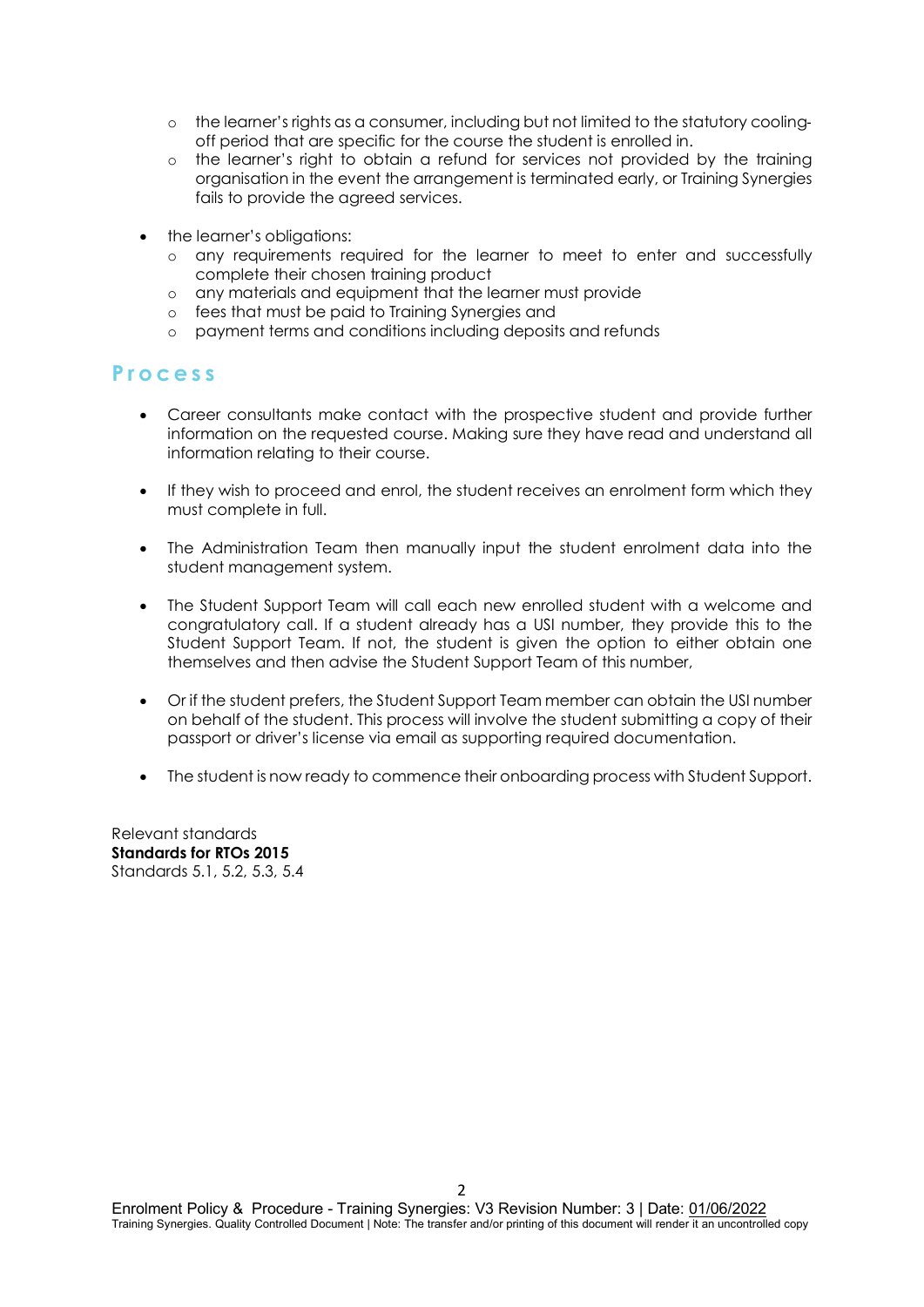- the learner's rights as a consumer, including but not limited to the statutory cooling-off period that are specific for the course the student is enrolled in.
- the learner's right to obtain a refund for services not provided by the training organisation in the event the arrangement is terminated early, or Training Synergies fails to provide the agreed services.

- the learner's obligations:
  - any requirements required for the learner to meet to enter and successfully complete their chosen training product
  - any materials and equipment that the learner must provide
  - fees that must be paid to Training Synergies and
  - payment terms and conditions including deposits and refunds

## Process

- Career consultants make contact with the prospective student and provide further information on the requested course. Making sure they have read and understand all information relating to their course.

- If they wish to proceed and enrol, the student receives an enrolment form which they must complete in full.

- The Administration Team then manually input the student enrolment data into the student management system.

- The Student Support Team will call each new enrolled student with a welcome and congratulatory call. If a student already has a USI number, they provide this to the Student Support Team. If not, the student is given the option to either obtain one themselves and then advise the Student Support Team of this number,

- Or if the student prefers, the Student Support Team member can obtain the USI number on behalf of the student. This process will involve the student submitting a copy of their passport or driver's license via email as supporting required documentation.

- The student is now ready to commence their onboarding process with Student Support.

Relevant standards
**Standards for RTOs 2015**
Standards 5.1, 5.2, 5.3, 5.4